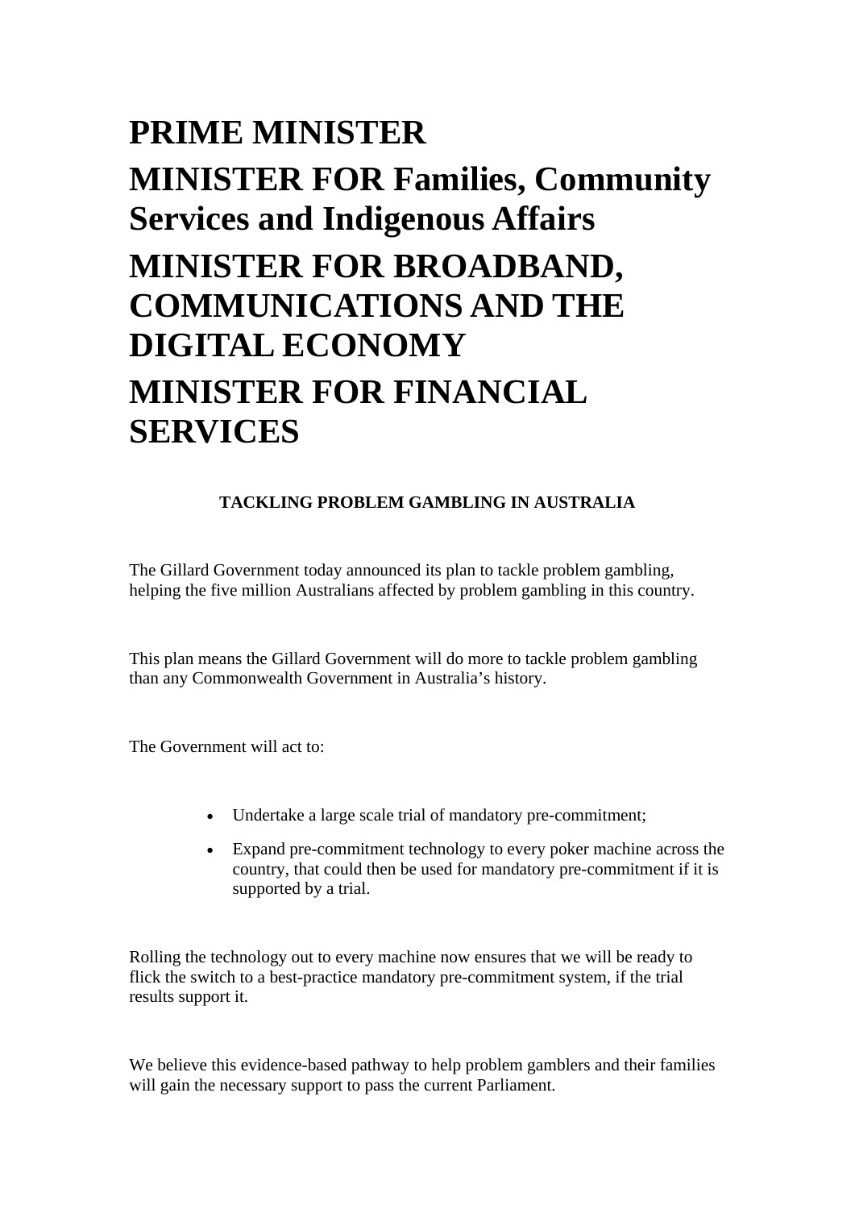# PRIME MINISTER

# MINISTER FOR Families, Community Services and Indigenous Affairs

# MINISTER FOR BROADBAND, COMMUNICATIONS AND THE DIGITAL ECONOMY

# MINISTER FOR FINANCIAL SERVICES

**TACKLING PROBLEM GAMBLING IN AUSTRALIA**

The Gillard Government today announced its plan to tackle problem gambling, helping the five million Australians affected by problem gambling in this country.

This plan means the Gillard Government will do more to tackle problem gambling than any Commonwealth Government in Australia's history.

The Government will act to:

- Undertake a large scale trial of mandatory pre-commitment;
- Expand pre-commitment technology to every poker machine across the country, that could then be used for mandatory pre-commitment if it is supported by a trial.

Rolling the technology out to every machine now ensures that we will be ready to flick the switch to a best-practice mandatory pre-commitment system, if the trial results support it.

We believe this evidence-based pathway to help problem gamblers and their families will gain the necessary support to pass the current Parliament.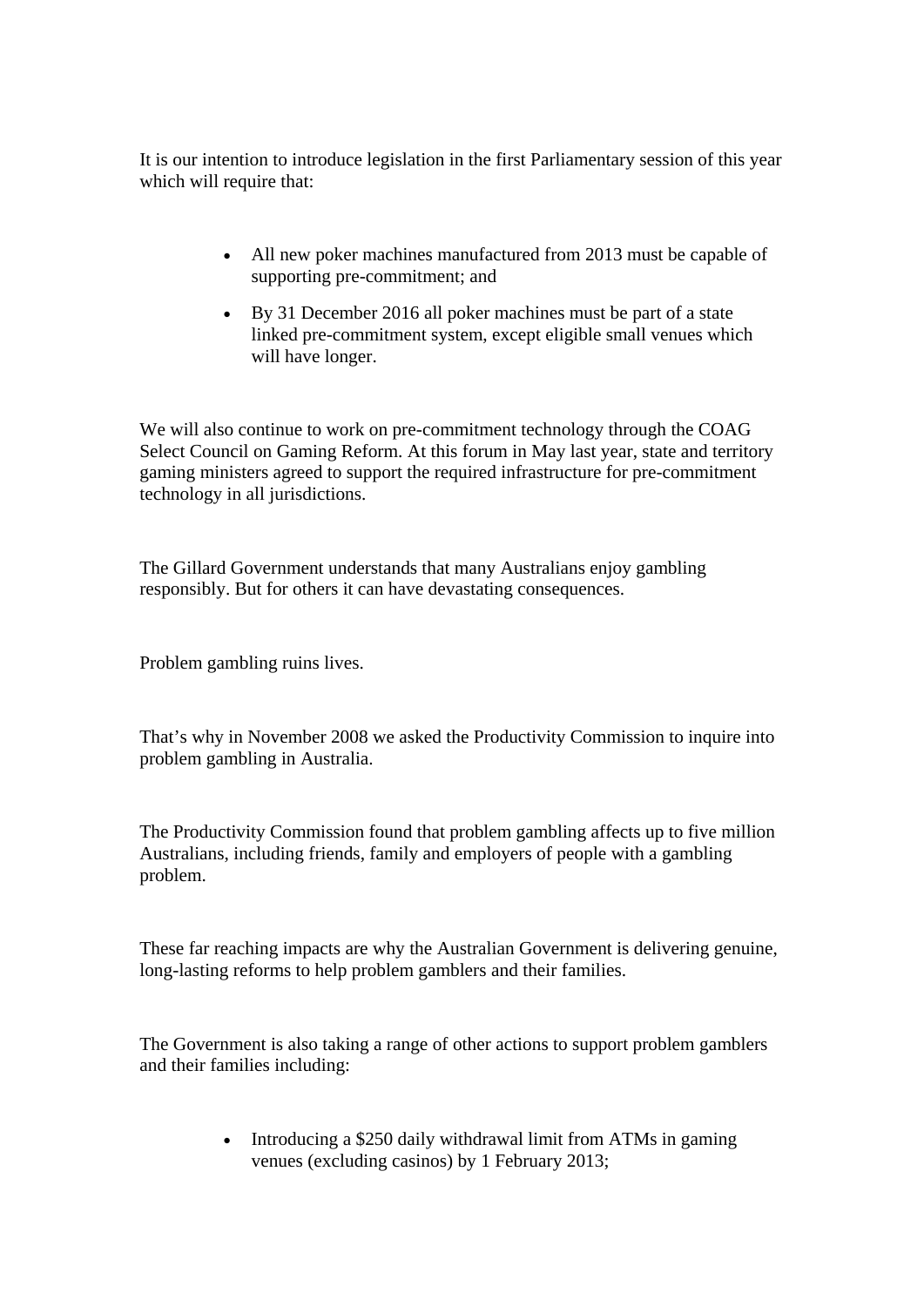It is our intention to introduce legislation in the first Parliamentary session of this year which will require that:

- All new poker machines manufactured from 2013 must be capable of supporting pre-commitment; and
- By 31 December 2016 all poker machines must be part of a state linked pre-commitment system, except eligible small venues which will have longer.

We will also continue to work on pre-commitment technology through the COAG Select Council on Gaming Reform. At this forum in May last year, state and territory gaming ministers agreed to support the required infrastructure for pre-commitment technology in all jurisdictions.

The Gillard Government understands that many Australians enjoy gambling responsibly. But for others it can have devastating consequences.

Problem gambling ruins lives.

That's why in November 2008 we asked the Productivity Commission to inquire into problem gambling in Australia.

The Productivity Commission found that problem gambling affects up to five million Australians, including friends, family and employers of people with a gambling problem.

These far reaching impacts are why the Australian Government is delivering genuine, long-lasting reforms to help problem gamblers and their families.

The Government is also taking a range of other actions to support problem gamblers and their families including:

- Introducing a $250 daily withdrawal limit from ATMs in gaming venues (excluding casinos) by 1 February 2013;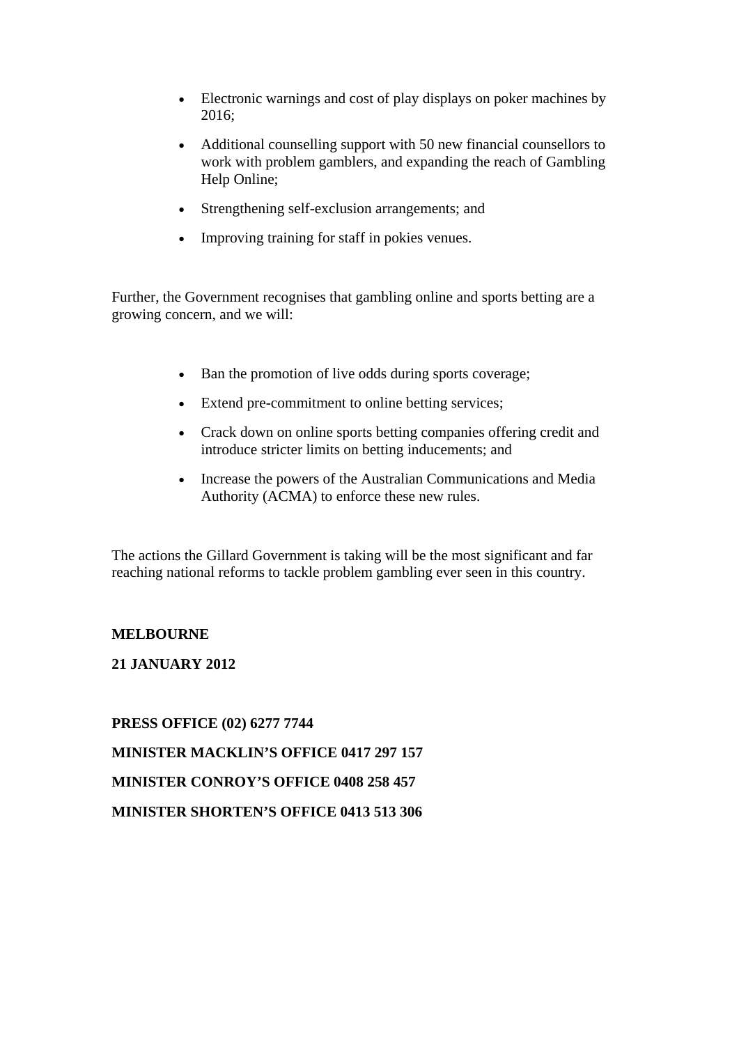- Electronic warnings and cost of play displays on poker machines by 2016;
- Additional counselling support with 50 new financial counsellors to work with problem gamblers, and expanding the reach of Gambling Help Online;
- Strengthening self-exclusion arrangements; and
- Improving training for staff in pokies venues.

Further, the Government recognises that gambling online and sports betting are a growing concern, and we will:

- Ban the promotion of live odds during sports coverage;
- Extend pre-commitment to online betting services;
- Crack down on online sports betting companies offering credit and introduce stricter limits on betting inducements; and
- Increase the powers of the Australian Communications and Media Authority (ACMA) to enforce these new rules.

The actions the Gillard Government is taking will be the most significant and far reaching national reforms to tackle problem gambling ever seen in this country.

**MELBOURNE**

**21 JANUARY 2012**

**PRESS OFFICE (02) 6277 7744**

**MINISTER MACKLIN'S OFFICE 0417 297 157**

**MINISTER CONROY'S OFFICE 0408 258 457**

**MINISTER SHORTEN'S OFFICE 0413 513 306**